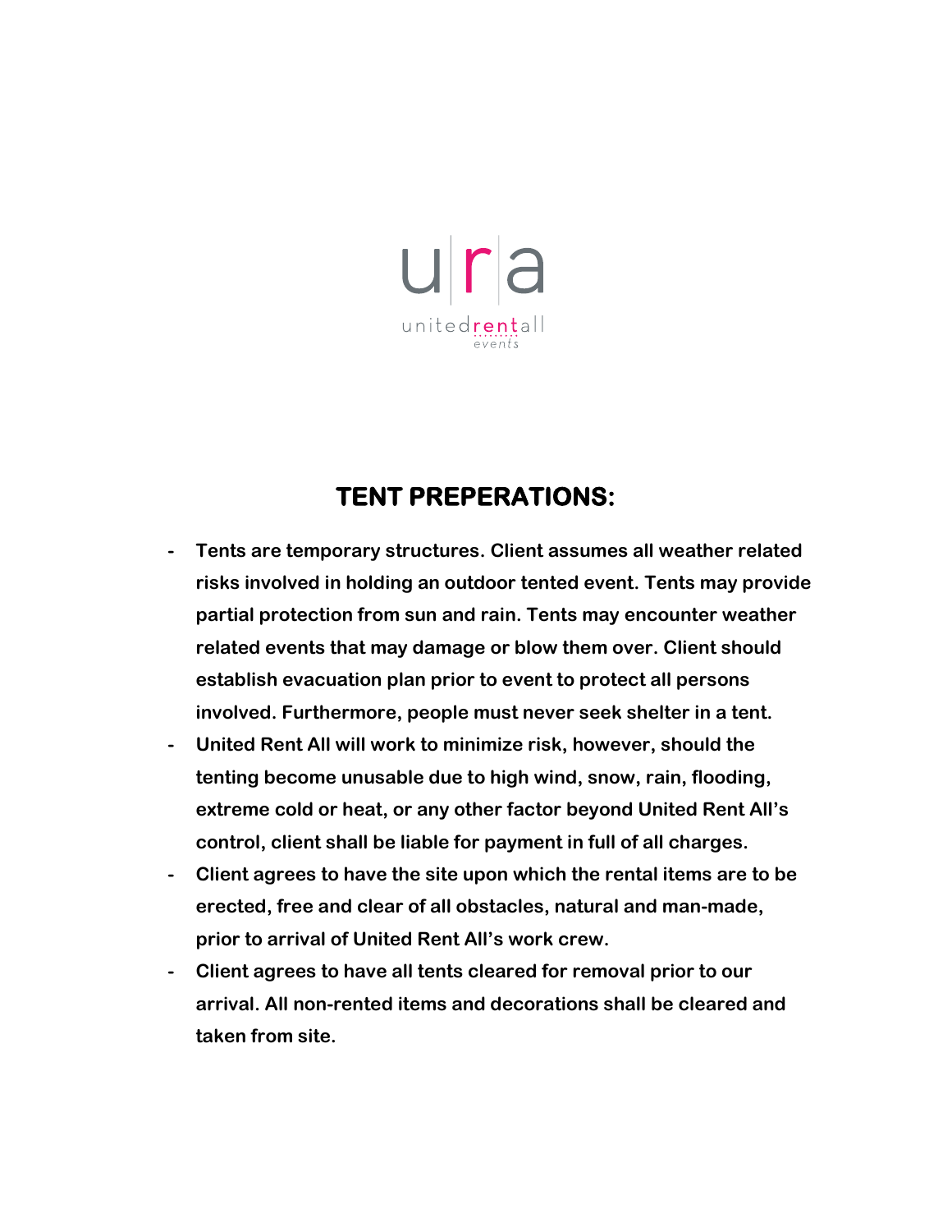u|r|a

unitedrentall
events

## TENT PREPERATIONS:

- Tents are temporary structures. Client assumes all weather related risks involved in holding an outdoor tented event. Tents may provide partial protection from sun and rain. Tents may encounter weather related events that may damage or blow them over. Client should establish evacuation plan prior to event to protect all persons involved. Furthermore, people must never seek shelter in a tent.
- United Rent All will work to minimize risk, however, should the tenting become unusable due to high wind, snow, rain, flooding, extreme cold or heat, or any other factor beyond United Rent All's control, client shall be liable for payment in full of all charges.
- Client agrees to have the site upon which the rental items are to be erected, free and clear of all obstacles, natural and man-made, prior to arrival of United Rent All's work crew.
- Client agrees to have all tents cleared for removal prior to our arrival. All non-rented items and decorations shall be cleared and taken from site.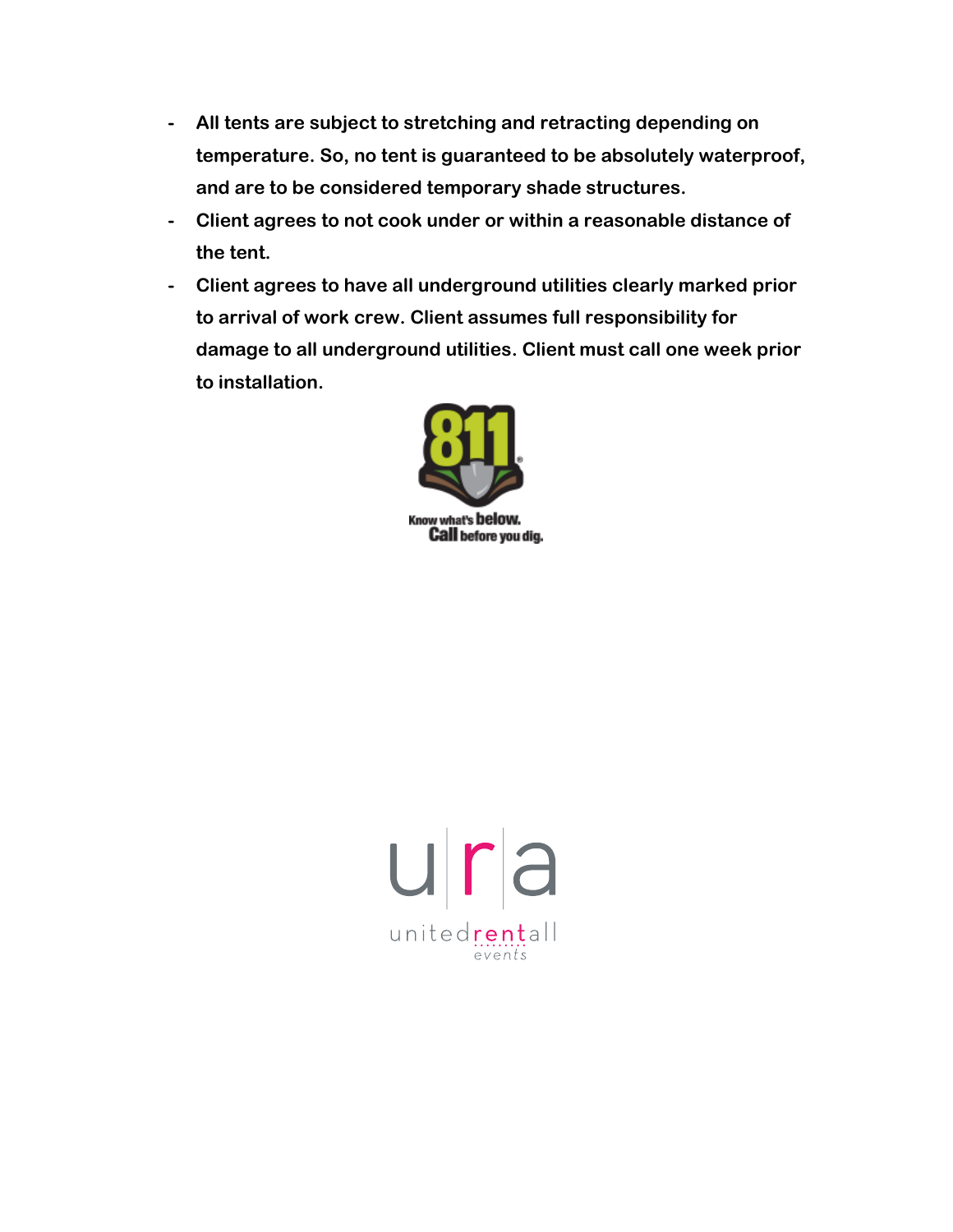- **All tents are subject to stretching and retracting depending on temperature. So, no tent is guaranteed to be absolutely waterproof, and are to be considered temporary shade structures.**
- **Client agrees to not cook under or within a reasonable distance of the tent.**
- **Client agrees to have all underground utilities clearly marked prior to arrival of work crew. Client assumes full responsibility for damage to all underground utilities. Client must call one week prior to installation.**

811

Know what's **below.**
**Call** before you dig.

u|r|a

unitedrentall
events